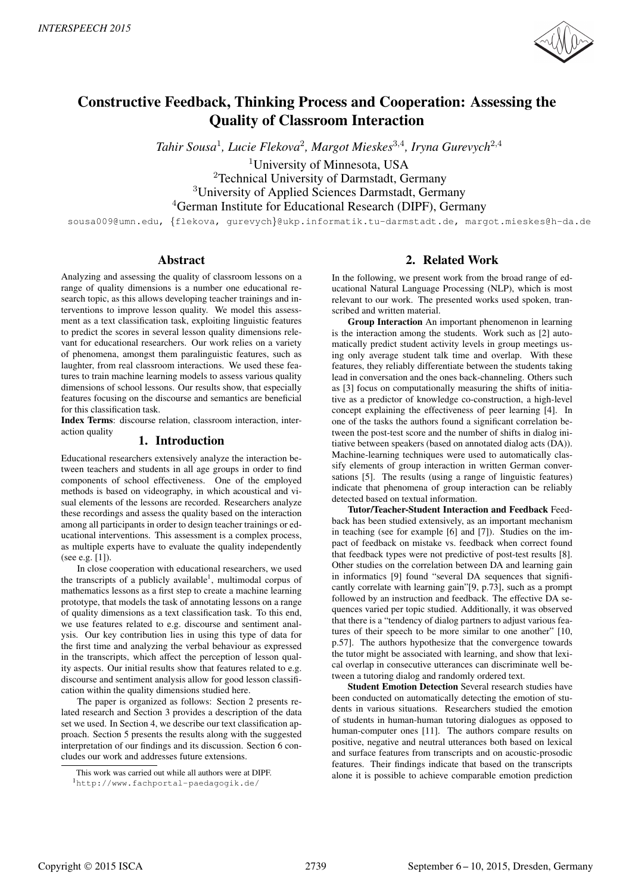# Constructive Feedback, Thinking Process and Cooperation: Assessing the Quality of Classroom Interaction

*Tahir Sousa*[1], *Lucie Flekova*[2], *Margot Mieskes*[3,4], *Iryna Gurevych*[2,4]

[1]University of Minnesota, USA
[2]Technical University of Darmstadt, Germany
[3]University of Applied Sciences Darmstadt, Germany
[4]German Institute for Educational Research (DIPF), Germany

sousa009@umn.edu, {flekova, gurevych}@ukp.informatik.tu-darmstadt.de, margot.mieskes@h-da.de

## Abstract

Analyzing and assessing the quality of classroom lessons on a range of quality dimensions is a number one educational research topic, as this allows developing teacher trainings and interventions to improve lesson quality. We model this assessment as a text classification task, exploiting linguistic features to predict the scores in several lesson quality dimensions relevant for educational researchers. Our work relies on a variety of phenomena, amongst them paralinguistic features, such as laughter, from real classroom interactions. We used these features to train machine learning models to assess various quality dimensions of school lessons. Our results show, that especially features focusing on the discourse and semantics are beneficial for this classification task.

**Index Terms**: discourse relation, classroom interaction, interaction quality

## 1. Introduction

Educational researchers extensively analyze the interaction between teachers and students in all age groups in order to find components of school effectiveness. One of the employed methods is based on videography, in which acoustical and visual elements of the lessons are recorded. Researchers analyze these recordings and assess the quality based on the interaction among all participants in order to design teacher trainings or educational interventions. This assessment is a complex process, as multiple experts have to evaluate the quality independently (see e.g. [1]).

In close cooperation with educational researchers, we used the transcripts of a publicly available[1], multimodal corpus of mathematics lessons as a first step to create a machine learning prototype, that models the task of annotating lessons on a range of quality dimensions as a text classification task. To this end, we use features related to e.g. discourse and sentiment analysis. Our key contribution lies in using this type of data for the first time and analyzing the verbal behaviour as expressed in the transcripts, which affect the perception of lesson quality aspects. Our initial results show that features related to e.g. discourse and sentiment analysis allow for good lesson classification within the quality dimensions studied here.

The paper is organized as follows: Section 2 presents related research and Section 3 provides a description of the data set we used. In Section 4, we describe our text classification approach. Section 5 presents the results along with the suggested interpretation of our findings and its discussion. Section 6 concludes our work and addresses future extensions.

This work was carried out while all authors were at DIPF.
[1]http://www.fachportal-paedagogik.de/

## 2. Related Work

In the following, we present work from the broad range of educational Natural Language Processing (NLP), which is most relevant to our work. The presented works used spoken, transcribed and written material.

**Group Interaction** An important phenomenon in learning is the interaction among the students. Work such as [2] automatically predict student activity levels in group meetings using only average student talk time and overlap. With these features, they reliably differentiate between the students taking lead in conversation and the ones back-channeling. Others such as [3] focus on computationally measuring the shifts of initiative as a predictor of knowledge co-construction, a high-level concept explaining the effectiveness of peer learning [4]. In one of the tasks the authors found a significant correlation between the post-test score and the number of shifts in dialog initiative between speakers (based on annotated dialog acts (DA)). Machine-learning techniques were used to automatically classify elements of group interaction in written German conversations [5]. The results (using a range of linguistic features) indicate that phenomena of group interaction can be reliably detected based on textual information.

**Tutor/Teacher-Student Interaction and Feedback** Feedback has been studied extensively, as an important mechanism in teaching (see for example [6] and [7]). Studies on the impact of feedback on mistake vs. feedback when correct found that feedback types were not predictive of post-test results [8]. Other studies on the correlation between DA and learning gain in informatics [9] found "several DA sequences that significantly correlate with learning gain"[9, p.73], such as a prompt followed by an instruction and feedback. The effective DA sequences varied per topic studied. Additionally, it was observed that there is a "tendency of dialog partners to adjust various features of their speech to be more similar to one another" [10, p.57]. The authors hypothesize that the convergence towards the tutor might be associated with learning, and show that lexical overlap in consecutive utterances can discriminate well between a tutoring dialog and randomly ordered text.

**Student Emotion Detection** Several research studies have been conducted on automatically detecting the emotion of students in various situations. Researchers studied the emotion of students in human-human tutoring dialogues as opposed to human-computer ones [11]. The authors compare results on positive, negative and neutral utterances both based on lexical and surface features from transcripts and on acoustic-prosodic features. Their findings indicate that based on the transcripts alone it is possible to achieve comparable emotion prediction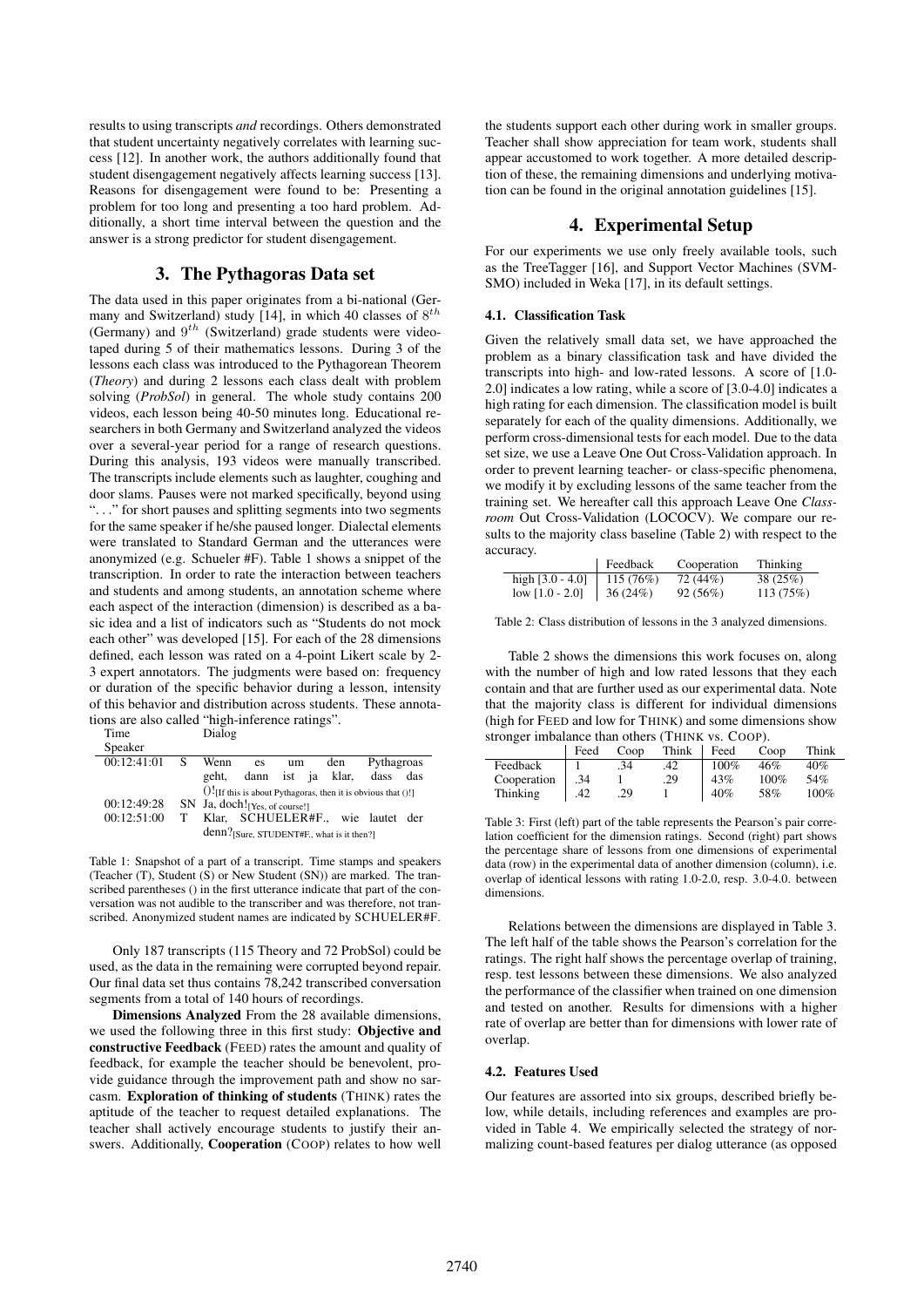results to using transcripts *and* recordings. Others demonstrated that student uncertainty negatively correlates with learning success [12]. In another work, the authors additionally found that student disengagement negatively affects learning success [13]. Reasons for disengagement were found to be: Presenting a problem for too long and presenting a too hard problem. Additionally, a short time interval between the question and the answer is a strong predictor for student disengagement.

## 3. The Pythagoras Data set

The data used in this paper originates from a bi-national (Germany and Switzerland) study [14], in which 40 classes of $8^{th}$ (Germany) and $9^{th}$ (Switzerland) grade students were videotaped during 5 of their mathematics lessons. During 3 of the lessons each class was introduced to the Pythagorean Theorem (*Theory*) and during 2 lessons each class dealt with problem solving (*ProbSol*) in general. The whole study contains 200 videos, each lesson being 40-50 minutes long. Educational researchers in both Germany and Switzerland analyzed the videos over a several-year period for a range of research questions. During this analysis, 193 videos were manually transcribed. The transcripts include elements such as laughter, coughing and door slams. Pauses were not marked specifically, beyond using "..." for short pauses and splitting segments into two segments for the same speaker if he/she paused longer. Dialectal elements were translated to Standard German and the utterances were anonymized (e.g. Schueler #F). Table 1 shows a snippet of the transcription. In order to rate the interaction between teachers and students and among students, an annotation scheme where each aspect of the interaction (dimension) is described as a basic idea and a list of indicators such as "Students do not mock each other" was developed [15]. For each of the 28 dimensions defined, each lesson was rated on a 4-point Likert scale by 2-3 expert annotators. The judgments were based on: frequency or duration of the specific behavior during a lesson, intensity of this behavior and distribution across students. These annotations are also called "high-inference ratings".

| Time | Speaker | Dialog |
|---|---|---|
| 00:12:41:01 | S | Wenn es um den Pythagroas geht, dann ist ja klar, dass das ()! [If this is about Pythagoras, then it is obvious that ()!] |
| 00:12:49:28 | SN | Ja, doch! [Yes, of course!] |
| 00:12:51:00 | T | Klar, SCHUELER#F., wie lautet der denn? [Sure, STUDENT#F., what is it then?] |

Table 1: Snapshot of a part of a transcript. Time stamps and speakers (Teacher (T), Student (S) or New Student (SN)) are marked. The transcribed parentheses () in the first utterance indicate that part of the conversation was not audible to the transcriber and was therefore, not transcribed. Anonymized student names are indicated by SCHUELER#F.

Only 187 transcripts (115 Theory and 72 ProbSol) could be used, as the data in the remaining were corrupted beyond repair. Our final data set thus contains 78,242 transcribed conversation segments from a total of 140 hours of recordings.

**Dimensions Analyzed** From the 28 available dimensions, we used the following three in this first study: **Objective and constructive Feedback** (FEED) rates the amount and quality of feedback, for example the teacher should be benevolent, provide guidance through the improvement path and show no sarcasm. **Exploration of thinking of students** (THINK) rates the aptitude of the teacher to request detailed explanations. The teacher shall actively encourage students to justify their answers. Additionally, **Cooperation** (COOP) relates to how well the students support each other during work in smaller groups. Teacher shall show appreciation for team work, students shall appear accustomed to work together. A more detailed description of these, the remaining dimensions and underlying motivation can be found in the original annotation guidelines [15].

## 4. Experimental Setup

For our experiments we use only freely available tools, such as the TreeTagger [16], and Support Vector Machines (SVM-SMO) included in Weka [17], in its default settings.

### 4.1. Classification Task

Given the relatively small data set, we have approached the problem as a binary classification task and have divided the transcripts into high- and low-rated lessons. A score of [1.0-2.0] indicates a low rating, while a score of [3.0-4.0] indicates a high rating for each dimension. The classification model is built separately for each of the quality dimensions. Additionally, we perform cross-dimensional tests for each model. Due to the data set size, we use a Leave One Out Cross-Validation approach. In order to prevent learning teacher- or class-specific phenomena, we modify it by excluding lessons of the same teacher from the training set. We hereafter call this approach Leave One *Classroom* Out Cross-Validation (LOCOCV). We compare our results to the majority class baseline (Table 2) with respect to the accuracy.

| | Feedback | Cooperation | Thinking |
|---|---|---|---|
| high [3.0 - 4.0] | 115 (76%) | 72 (44%) | 38 (25%) |
| low [1.0 - 2.0] | 36 (24%) | 92 (56%) | 113 (75%) |

Table 2: Class distribution of lessons in the 3 analyzed dimensions.

Table 2 shows the dimensions this work focuses on, along with the number of high and low rated lessons that they each contain and that are further used as our experimental data. Note that the majority class is different for individual dimensions (high for FEED and low for THINK) and some dimensions show stronger imbalance than others (THINK vs. COOP).

| | Feed | Coop | Think | Feed | Coop | Think |
|---|---|---|---|---|---|---|
| Feedback | 1 | .34 | .42 | 100% | 46% | 40% |
| Cooperation | .34 | 1 | .29 | 43% | 100% | 54% |
| Thinking | .42 | .29 | 1 | 40% | 58% | 100% |

Table 3: First (left) part of the table represents the Pearson's pair correlation coefficient for the dimension ratings. Second (right) part shows the percentage share of lessons from one dimensions of experimental data (row) in the experimental data of another dimension (column), i.e. overlap of identical lessons with rating 1.0-2.0, resp. 3.0-4.0. between dimensions.

Relations between the dimensions are displayed in Table 3. The left half of the table shows the Pearson's correlation for the ratings. The right half shows the percentage overlap of training, resp. test lessons between these dimensions. We also analyzed the performance of the classifier when trained on one dimension and tested on another. Results for dimensions with a higher rate of overlap are better than for dimensions with lower rate of overlap.

### 4.2. Features Used

Our features are assorted into six groups, described briefly below, while details, including references and examples are provided in Table 4. We empirically selected the strategy of normalizing count-based features per dialog utterance (as opposed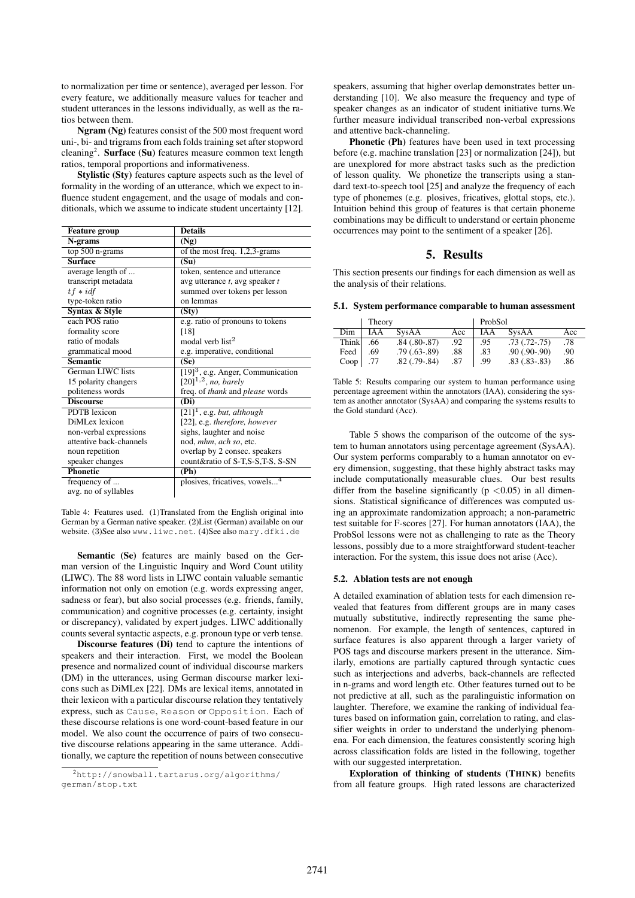to normalization per time or sentence), averaged per lesson. For every feature, we additionally measure values for teacher and student utterances in the lessons individually, as well as the ratios between them.

**Ngram (Ng)** features consist of the 500 most frequent word uni-, bi- and trigrams from each folds training set after stopword cleaning[2]. **Surface (Su)** features measure common text length ratios, temporal proportions and informativeness.

**Stylistic (Sty)** features capture aspects such as the level of formality in the wording of an utterance, which we expect to influence student engagement, and the usage of modals and conditionals, which we assume to indicate student uncertainty [12].

| Feature group | Details |
|---|---|
| **N-grams** | **(Ng)** |
| top 500 n-grams | of the most freq. 1,2,3-grams |
| **Surface** | **(Su)** |
| average length of ... | token, sentence and utterance |
| transcript metadata | avg utterance *t*, avg speaker *t* |
| $tf * idf$ | summed over tokens per lesson |
| type-token ratio | on lemmas |
| **Syntax & Style** | **(Sty)** |
| each POS ratio | e.g. ratio of pronouns to tokens |
| formality score | [18] |
| ratio of modals | modal verb list[2] |
| grammatical mood | e.g. imperative, conditional |
| **Semantic** | **(Se)** |
| German LIWC lists | [19][3], e.g. Anger, Communication |
| 15 polarity changers | [20][1,2], *no, barely* |
| politeness words | freq. of *thank* and *please* words |
| **Discourse** | **(Di)** |
| PDTB lexicon | [21][1], e.g. *but, although* |
| DiMLex lexicon | [22], e.g. *therefore, however* |
| non-verbal expressions | sighs, laughter and noise |
| attentive back-channels | nod, *mhm, ach so*, etc. |
| noun repetition | overlap by 2 consec. speakers |
| speaker changes | count&ratio of S-T,S-S,T-S, S-SN |
| **Phonetic** | **(Ph)** |
| frequency of ... | plosives, fricatives, vowels...[4] |
| avg. no of syllables | |

Table 4: Features used. (1)Translated from the English original into German by a German native speaker. (2)List (German) available on our website. (3)See also www.liwc.net. (4)See also mary.dfki.de

**Semantic (Se)** features are mainly based on the German version of the Linguistic Inquiry and Word Count utility (LIWC). The 88 word lists in LIWC contain valuable semantic information not only on emotion (e.g. words expressing anger, sadness or fear), but also social processes (e.g. friends, family, communication) and cognitive processes (e.g. certainty, insight or discrepancy), validated by expert judges. LIWC additionally counts several syntactic aspects, e.g. pronoun type or verb tense.

**Discourse features (Di)** tend to capture the intentions of speakers and their interaction. First, we model the Boolean presence and normalized count of individual discourse markers (DM) in the utterances, using German discourse marker lexicons such as DiMLex [22]. DMs are lexical items, annotated in their lexicon with a particular discourse relation they tentatively express, such as Cause, Reason or Opposition. Each of these discourse relations is one word-count-based feature in our model. We also count the occurrence of pairs of two consecutive discourse relations appearing in the same utterance. Additionally, we capture the repetition of nouns between consecutive speakers, assuming that higher overlap demonstrates better understanding [10]. We also measure the frequency and type of speaker changes as an indicator of student initiative turns.We further measure individual transcribed non-verbal expressions and attentive back-channeling.

**Phonetic (Ph)** features have been used in text processing before (e.g. machine translation [23] or normalization [24]), but are unexplored for more abstract tasks such as the prediction of lesson quality. We phonetize the transcripts using a standard text-to-speech tool [25] and analyze the frequency of each type of phonemes (e.g. plosives, fricatives, glottal stops, etc.). Intuition behind this group of features is that certain phoneme combinations may be difficult to understand or certain phoneme occurrences may point to the sentiment of a speaker [26].

[2] http://snowball.tartarus.org/algorithms/german/stop.txt

## 5. Results

This section presents our findings for each dimension as well as the analysis of their relations.

### 5.1. System performance comparable to human assessment

| | Theory | | | ProbSol | | |
|---|---|---|---|---|---|---|
| Dim | IAA | SysAA | Acc | IAA | SysAA | Acc |
| Think | .66 | .84 (.80-.87) | .92 | .95 | .73 (.72-.75) | .78 |
| Feed | .69 | .79 (.63-.89) | .88 | .83 | .90 (.90-.90) | .90 |
| Coop | .77 | .82 (.79-.84) | .87 | .99 | .83 (.83-.83) | .86 |

Table 5: Results comparing our system to human performance using percentage agreement within the annotators (IAA), considering the system as another annotator (SysAA) and comparing the systems results to the Gold standard (Acc).

Table 5 shows the comparison of the outcome of the system to human annotators using percentage agreement (SysAA). Our system performs comparably to a human annotator on every dimension, suggesting, that these highly abstract tasks may include computationally measurable clues. Our best results differ from the baseline significantly ($p < 0.05$) in all dimensions. Statistical significance of differences was computed using an approximate randomization approach; a non-parametric test suitable for F-scores [27]. For human annotators (IAA), the ProbSol lessons were not as challenging to rate as the Theory lessons, possibly due to a more straightforward student-teacher interaction. For the system, this issue does not arise (Acc).

### 5.2. Ablation tests are not enough

A detailed examination of ablation tests for each dimension revealed that features from different groups are in many cases mutually substitutive, indirectly representing the same phenomenon. For example, the length of sentences, captured in surface features is also apparent through a larger variety of POS tags and discourse markers present in the utterance. Similarly, emotions are partially captured through syntactic cues such as interjections and adverbs, back-channels are reflected in n-grams and word length etc. Other features turned out to be not predictive at all, such as the paralinguistic information on laughter. Therefore, we examine the ranking of individual features based on information gain, correlation to rating, and classifier weights in order to understand the underlying phenomena. For each dimension, the features consistently scoring high across classification folds are listed in the following, together with our suggested interpretation.

**Exploration of thinking of students (THINK)** benefits from all feature groups. High rated lessons are characterized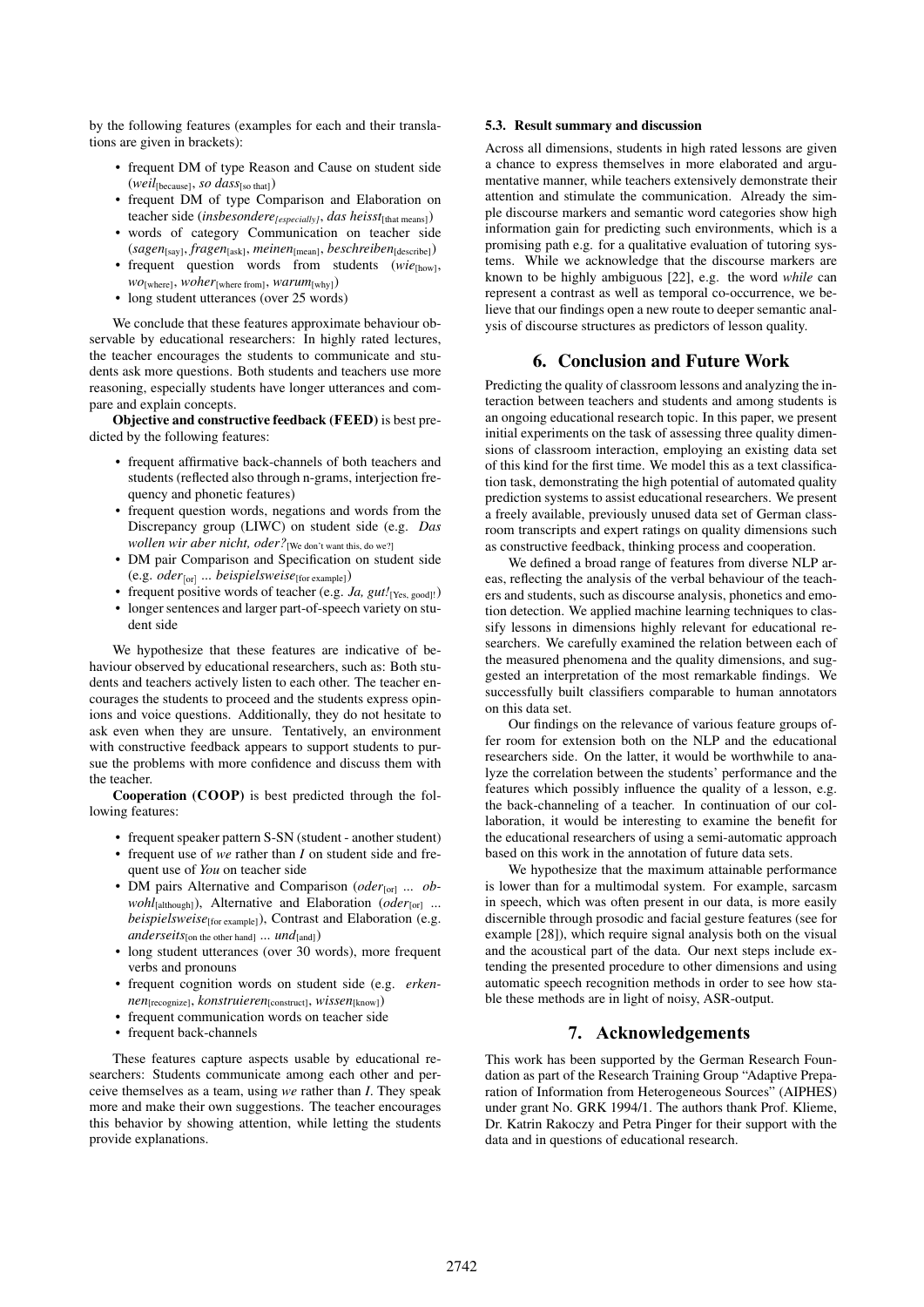by the following features (examples for each and their translations are given in brackets):

- frequent DM of type Reason and Cause on student side (*weil*[because], *so dass*[so that])
- frequent DM of type Comparison and Elaboration on teacher side (*insbesondere*[especially], *das heisst*[that means])
- words of category Communication on teacher side (*sagen*[say], *fragen*[ask], *meinen*[mean], *beschreiben*[describe])
- frequent question words from students (*wie*[how], *wo*[where], *woher*[where from], *warum*[why])
- long student utterances (over 25 words)

We conclude that these features approximate behaviour observable by educational researchers: In highly rated lectures, the teacher encourages the students to communicate and students ask more questions. Both students and teachers use more reasoning, especially students have longer utterances and compare and explain concepts.

**Objective and constructive feedback (FEED)** is best predicted by the following features:

- frequent affirmative back-channels of both teachers and students (reflected also through n-grams, interjection frequency and phonetic features)
- frequent question words, negations and words from the Discrepancy group (LIWC) on student side (e.g. *Das wollen wir aber nicht, oder?*[We don't want this, do we?])
- DM pair Comparison and Specification on student side (e.g. *oder*[or] ... *beispielsweise*[for example])
- frequent positive words of teacher (e.g. *Ja, gut!*[Yes, good]!)
- longer sentences and larger part-of-speech variety on student side

We hypothesize that these features are indicative of behaviour observed by educational researchers, such as: Both students and teachers actively listen to each other. The teacher encourages the students to proceed and the students express opinions and voice questions. Additionally, they do not hesitate to ask even when they are unsure. Tentatively, an environment with constructive feedback appears to support students to pursue the problems with more confidence and discuss them with the teacher.

**Cooperation (COOP)** is best predicted through the following features:

- frequent speaker pattern S-SN (student - another student)
- frequent use of *we* rather than *I* on student side and frequent use of *You* on teacher side
- DM pairs Alternative and Comparison (*oder*[or] ... *obwohl*[although]), Alternative and Elaboration (*oder*[or] ... *beispielsweise*[for example]), Contrast and Elaboration (e.g. *anderseits*[on the other hand] ... *und*[and])
- long student utterances (over 30 words), more frequent verbs and pronouns
- frequent cognition words on student side (e.g. *erkennen*[recognize], *konstruieren*[construct], *wissen*[know])
- frequent communication words on teacher side
- frequent back-channels

These features capture aspects usable by educational researchers: Students communicate among each other and perceive themselves as a team, using *we* rather than *I*. They speak more and make their own suggestions. The teacher encourages this behavior by showing attention, while letting the students provide explanations.

### 5.3. Result summary and discussion

Across all dimensions, students in high rated lessons are given a chance to express themselves in more elaborated and argumentative manner, while teachers extensively demonstrate their attention and stimulate the communication. Already the simple discourse markers and semantic word categories show high information gain for predicting such environments, which is a promising path e.g. for a qualitative evaluation of tutoring systems. While we acknowledge that the discourse markers are known to be highly ambiguous [22], e.g. the word *while* can represent a contrast as well as temporal co-occurrence, we believe that our findings open a new route to deeper semantic analysis of discourse structures as predictors of lesson quality.

## 6. Conclusion and Future Work

Predicting the quality of classroom lessons and analyzing the interaction between teachers and students and among students is an ongoing educational research topic. In this paper, we present initial experiments on the task of assessing three quality dimensions of classroom interaction, employing an existing data set of this kind for the first time. We model this as a text classification task, demonstrating the high potential of automated quality prediction systems to assist educational researchers. We present a freely available, previously unused data set of German classroom transcripts and expert ratings on quality dimensions such as constructive feedback, thinking process and cooperation.

We defined a broad range of features from diverse NLP areas, reflecting the analysis of the verbal behaviour of the teachers and students, such as discourse analysis, phonetics and emotion detection. We applied machine learning techniques to classify lessons in dimensions highly relevant for educational researchers. We carefully examined the relation between each of the measured phenomena and the quality dimensions, and suggested an interpretation of the most remarkable findings. We successfully built classifiers comparable to human annotators on this data set.

Our findings on the relevance of various feature groups offer room for extension both on the NLP and the educational researchers side. On the latter, it would be worthwhile to analyze the correlation between the students' performance and the features which possibly influence the quality of a lesson, e.g. the back-channeling of a teacher. In continuation of our collaboration, it would be interesting to examine the benefit for the educational researchers of using a semi-automatic approach based on this work in the annotation of future data sets.

We hypothesize that the maximum attainable performance is lower than for a multimodal system. For example, sarcasm in speech, which was often present in our data, is more easily discernible through prosodic and facial gesture features (see for example [28]), which require signal analysis both on the visual and the acoustical part of the data. Our next steps include extending the presented procedure to other dimensions and using automatic speech recognition methods in order to see how stable these methods are in light of noisy, ASR-output.

## 7. Acknowledgements

This work has been supported by the German Research Foundation as part of the Research Training Group "Adaptive Preparation of Information from Heterogeneous Sources" (AIPHES) under grant No. GRK 1994/1. The authors thank Prof. Klieme, Dr. Katrin Rakoczy and Petra Pinger for their support with the data and in questions of educational research.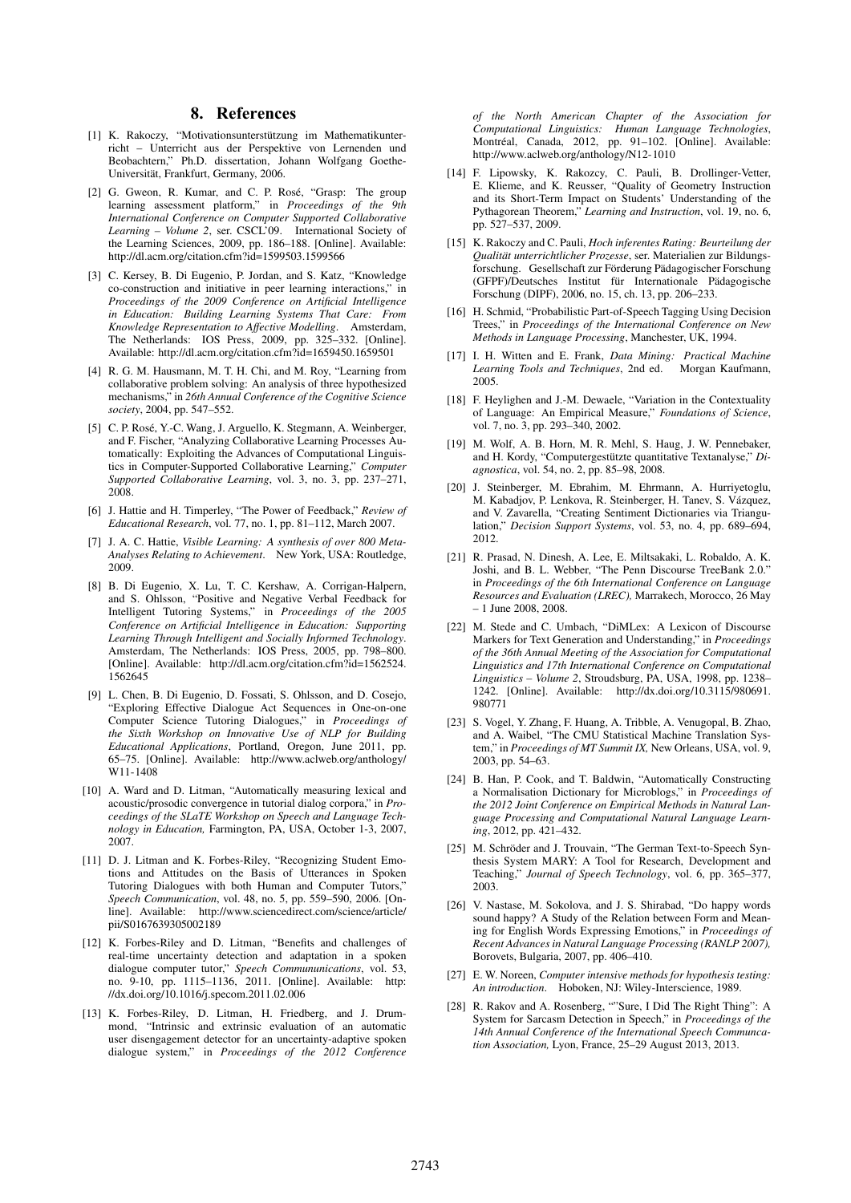## 8. References

[1] K. Rakoczy, "Motivationsunterstützung im Mathematikunterricht – Unterricht aus der Perspektive von Lernenden und Beobachtern," Ph.D. dissertation, Johann Wolfgang Goethe-Universität, Frankfurt, Germany, 2006.

[2] G. Gweon, R. Kumar, and C. P. Rosé, "Grasp: The group learning assessment platform," in *Proceedings of the 9th International Conference on Computer Supported Collaborative Learning – Volume 2*, ser. CSCL'09. International Society of the Learning Sciences, 2009, pp. 186–188. [Online]. Available: http://dl.acm.org/citation.cfm?id=1599503.1599566

[3] C. Kersey, B. Di Eugenio, P. Jordan, and S. Katz, "Knowledge co-construction and initiative in peer learning interactions," in *Proceedings of the 2009 Conference on Artificial Intelligence in Education: Building Learning Systems That Care: From Knowledge Representation to Affective Modelling*. Amsterdam, The Netherlands: IOS Press, 2009, pp. 325–332. [Online]. Available: http://dl.acm.org/citation.cfm?id=1659450.1659501

[4] R. G. M. Hausmann, M. T. H. Chi, and M. Roy, "Learning from collaborative problem solving: An analysis of three hypothesized mechanisms," in *26th Annual Conference of the Cognitive Science society*, 2004, pp. 547–552.

[5] C. P. Rosé, Y.-C. Wang, J. Arguello, K. Stegmann, A. Weinberger, and F. Fischer, "Analyzing Collaborative Learning Processes Automatically: Exploiting the Advances of Computational Linguistics in Computer-Supported Collaborative Learning," *Computer Supported Collaborative Learning*, vol. 3, no. 3, pp. 237–271, 2008.

[6] J. Hattie and H. Timperley, "The Power of Feedback," *Review of Educational Research*, vol. 77, no. 1, pp. 81–112, March 2007.

[7] J. A. C. Hattie, *Visible Learning: A synthesis of over 800 Meta-Analyses Relating to Achievement*. New York, USA: Routledge, 2009.

[8] B. Di Eugenio, X. Lu, T. C. Kershaw, A. Corrigan-Halpern, and S. Ohlsson, "Positive and Negative Verbal Feedback for Intelligent Tutoring Systems," in *Proceedings of the 2005 Conference on Artificial Intelligence in Education: Supporting Learning Through Intelligent and Socially Informed Technology*. Amsterdam, The Netherlands: IOS Press, 2005, pp. 798–800. [Online]. Available: http://dl.acm.org/citation.cfm?id=1562524.1562645

[9] L. Chen, B. Di Eugenio, D. Fossati, S. Ohlsson, and D. Cosejo, "Exploring Effective Dialogue Act Sequences in One-on-one Computer Science Tutoring Dialogues," in *Proceedings of the Sixth Workshop on Innovative Use of NLP for Building Educational Applications*, Portland, Oregon, June 2011, pp. 65–75. [Online]. Available: http://www.aclweb.org/anthology/W11-1408

[10] A. Ward and D. Litman, "Automatically measuring lexical and acoustic/prosodic convergence in tutorial dialog corpora," in *Proceedings of the SLaTE Workshop on Speech and Language Technology in Education,* Farmington, PA, USA, October 1-3, 2007, 2007.

[11] D. J. Litman and K. Forbes-Riley, "Recognizing Student Emotions and Attitudes on the Basis of Utterances in Spoken Tutoring Dialogues with both Human and Computer Tutors," *Speech Communication*, vol. 48, no. 5, pp. 559–590, 2006. [Online]. Available: http://www.sciencedirect.com/science/article/pii/S0167639305002189

[12] K. Forbes-Riley and D. Litman, "Benefits and challenges of real-time uncertainty detection and adaptation in a spoken dialogue computer tutor," *Speech Commununications*, vol. 53, no. 9-10, pp. 1115–1136, 2011. [Online]. Available: http://dx.doi.org/10.1016/j.specom.2011.02.006

[13] K. Forbes-Riley, D. Litman, H. Friedberg, and J. Drummond, "Intrinsic and extrinsic evaluation of an automatic user disengagement detector for an uncertainty-adaptive spoken dialogue system," in *Proceedings of the 2012 Conference of the North American Chapter of the Association for Computational Linguistics: Human Language Technologies*, Montréal, Canada, 2012, pp. 91–102. [Online]. Available: http://www.aclweb.org/anthology/N12-1010

[14] F. Lipowsky, K. Rakozcy, C. Pauli, B. Drollinger-Vetter, E. Klieme, and K. Reusser, "Quality of Geometry Instruction and its Short-Term Impact on Students' Understanding of the Pythagorean Theorem," *Learning and Instruction*, vol. 19, no. 6, pp. 527–537, 2009.

[15] K. Rakoczy and C. Pauli, *Hoch inferentes Rating: Beurteilung der Qualität unterrichtlicher Prozesse*, ser. Materialien zur Bildungsforschung. Gesellschaft zur Förderung Pädagogischer Forschung (GFPF)/Deutsches Institut für Internationale Pädagogische Forschung (DIPF), 2006, no. 15, ch. 13, pp. 206–233.

[16] H. Schmid, "Probabilistic Part-of-Speech Tagging Using Decision Trees," in *Proceedings of the International Conference on New Methods in Language Processing*, Manchester, UK, 1994.

[17] I. H. Witten and E. Frank, *Data Mining: Practical Machine Learning Tools and Techniques*, 2nd ed. Morgan Kaufmann, 2005.

[18] F. Heylighen and J.-M. Dewaele, "Variation in the Contextuality of Language: An Empirical Measure," *Foundations of Science*, vol. 7, no. 3, pp. 293–340, 2002.

[19] M. Wolf, A. B. Horn, M. R. Mehl, S. Haug, J. W. Pennebaker, and H. Kordy, "Computergestützte quantitative Textanalyse," *Diagnostica*, vol. 54, no. 2, pp. 85–98, 2008.

[20] J. Steinberger, M. Ebrahim, M. Ehrmann, A. Hurriyetoglu, M. Kabadjov, P. Lenkova, R. Steinberger, H. Tanev, S. Vázquez, and V. Zavarella, "Creating Sentiment Dictionaries via Triangulation," *Decision Support Systems*, vol. 53, no. 4, pp. 689–694, 2012.

[21] R. Prasad, N. Dinesh, A. Lee, E. Miltsakaki, L. Robaldo, A. K. Joshi, and B. L. Webber, "The Penn Discourse TreeBank 2.0." in *Proceedings of the 6th International Conference on Language Resources and Evaluation (LREC),* Marrakech, Morocco, 26 May – 1 June 2008, 2008.

[22] M. Stede and C. Umbach, "DiMLex: A Lexicon of Discourse Markers for Text Generation and Understanding," in *Proceedings of the 36th Annual Meeting of the Association for Computational Linguistics and 17th International Conference on Computational Linguistics – Volume 2*, Stroudsburg, PA, USA, 1998, pp. 1238–1242. [Online]. Available: http://dx.doi.org/10.3115/980691.980771

[23] S. Vogel, Y. Zhang, F. Huang, A. Tribble, A. Venugopal, B. Zhao, and A. Waibel, "The CMU Statistical Machine Translation System," in *Proceedings of MT Summit IX,* New Orleans, USA, vol. 9, 2003, pp. 54–63.

[24] B. Han, P. Cook, and T. Baldwin, "Automatically Constructing a Normalisation Dictionary for Microblogs," in *Proceedings of the 2012 Joint Conference on Empirical Methods in Natural Language Processing and Computational Natural Language Learning*, 2012, pp. 421–432.

[25] M. Schröder and J. Trouvain, "The German Text-to-Speech Synthesis System MARY: A Tool for Research, Development and Teaching," *Journal of Speech Technology*, vol. 6, pp. 365–377, 2003.

[26] V. Nastase, M. Sokolova, and J. S. Shirabad, "Do happy words sound happy? A Study of the Relation between Form and Meaning for English Words Expressing Emotions," in *Proceedings of Recent Advances in Natural Language Processing (RANLP 2007),* Borovets, Bulgaria, 2007, pp. 406–410.

[27] E. W. Noreen, *Computer intensive methods for hypothesis testing: An introduction*. Hoboken, NJ: Wiley-Interscience, 1989.

[28] R. Rakov and A. Rosenberg, ""Sure, I Did The Right Thing": A System for Sarcasm Detection in Speech," in *Proceedings of the 14th Annual Conference of the International Speech Communcation Association,* Lyon, France, 25–29 August 2013, 2013.